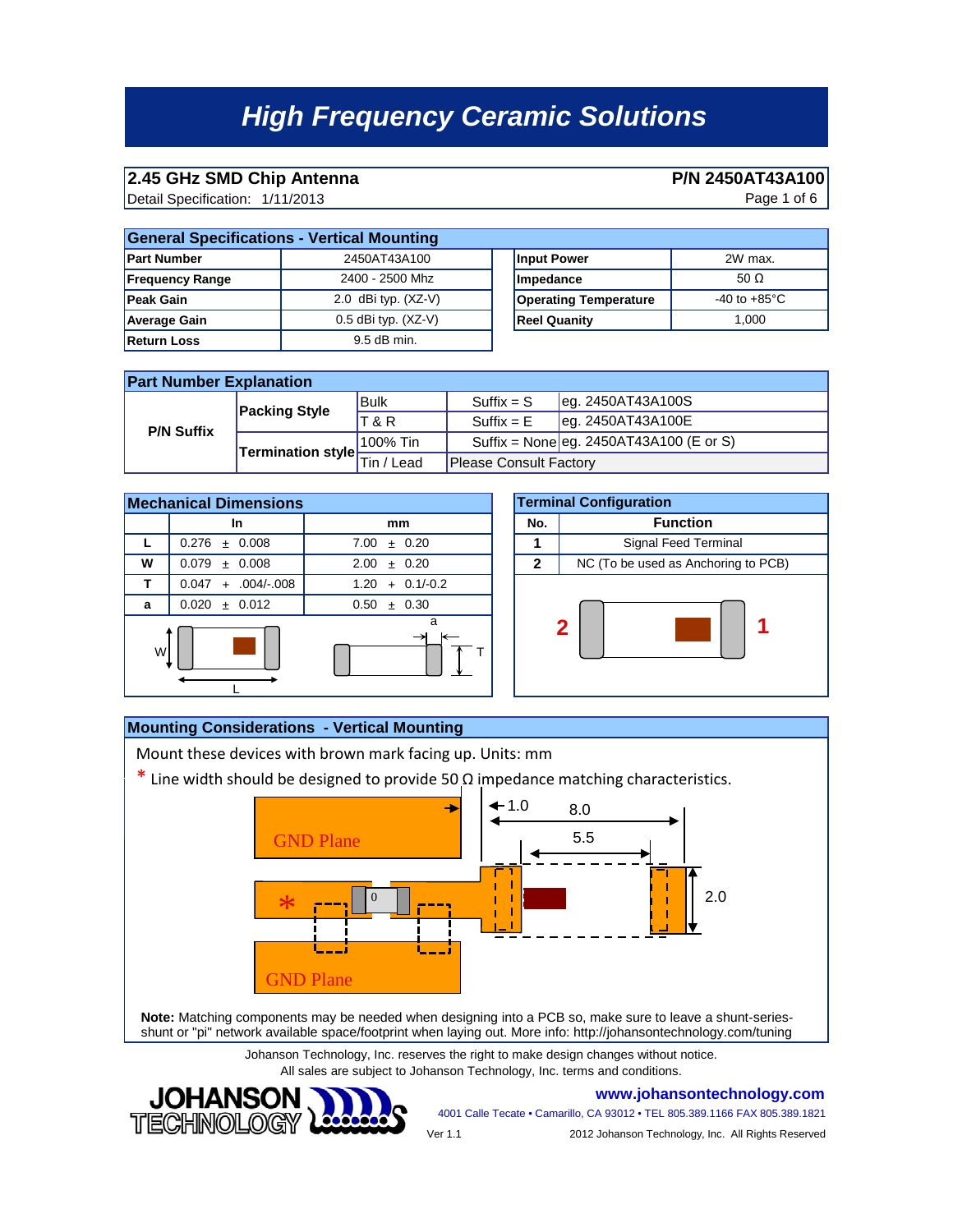# High Frequency Ceramic Solutions

## 2.45 GHz SMD Chip Antenna

**P/N 2450AT43A100**

Detail Specification: 1/11/2013

### General Specifications - Vertical Mounting

| Parameter | Value |
|---|---|
| **Part Number** | 2450AT43A100 |
| **Frequency Range** | 2400 - 2500 Mhz |
| **Peak Gain** | 2.0 dBi typ. (XZ-V) |
| **Average Gain** | 0.5 dBi typ. (XZ-V) |
| **Return Loss** | 9.5 dB min. |

| Parameter | Value |
|---|---|
| **Input Power** | 2W max. |
| **Impedance** | 50 Ω |
| **Operating Temperature** | -40 to +85°C |
| **Reel Quanity** | 1,000 |

### Part Number Explanation

| | | | | |
|---|---|---|---|---|
| **P/N Suffix** | **Packing Style** | Bulk | Suffix = S | eg. 2450AT43A100S |
| | | T & R | Suffix = E | eg. 2450AT43A100E |
| | **Termination style** | 100% Tin | Suffix = None | eg. 2450AT43A100 (E or S) |
| | | Tin / Lead | Please Consult Factory | |

### Mechanical Dimensions

| | In | mm |
|---|---|---|
| **L** | 0.276 ± 0.008 | 7.00 ± 0.20 |
| **W** | 0.079 ± 0.008 | 2.00 ± 0.20 |
| **T** | 0.047 + .004/-.008 | 1.20 + 0.1/-0.2 |
| **a** | 0.020 ± 0.012 | 0.50 ± 0.30 |

### Terminal Configuration

| No. | Function |
|---|---|
| **1** | Signal Feed Terminal |
| **2** | NC (To be used as Anchoring to PCB) |

### Mounting Considerations - Vertical Mounting

Mount these devices with brown mark facing up. Units: mm

\* Line width should be designed to provide 50 Ω impedance matching characteristics.

GND Plane | 1.0 | 8.0 | 5.5 | 2.0 | 0 | GND Plane

**Note:** Matching components may be needed when designing into a PCB so, make sure to leave a shunt-series-shunt or "pi" network available space/footprint when laying out. More info: http://johansontechnology.com/tuning

Johanson Technology, Inc. reserves the right to make design changes without notice.
All sales are subject to Johanson Technology, Inc. terms and conditions.

JOHANSON TECHNOLOGY

www.johansontechnology.com

4001 Calle Tecate • Camarillo, CA 93012 • TEL 805.389.1166 FAX 805.389.1821

Ver 1.1 — 2012 Johanson Technology, Inc. All Rights Reserved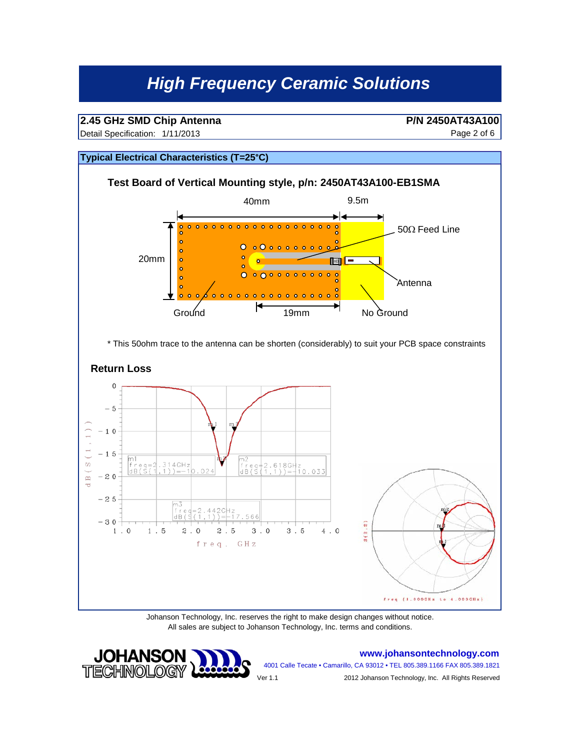## Typical Electrical Characteristics (T=25°C)

### Test Board of Vertical Mounting style, p/n: 2450AT43A100-EB1SMA

40mm 9.5m

20mm

50Ω Feed Line

Antenna

Ground 19mm No Ground

* This 50ohm trace to the antenna can be shorten (considerably) to suit your PCB space constraints

### Return Loss

m1
freq=2.314GHz
dB(S(1,1))=-10.024

m2
freq=2.618GHz
dB(S(1,1))=-10.033

m3
freq=2.442GHz
dB(S(1,1))=-17.566

freq, GHz

freq (1.000GHz to 4.000GHz)

Johanson Technology, Inc. reserves the right to make design changes without notice.
All sales are subject to Johanson Technology, Inc. terms and conditions.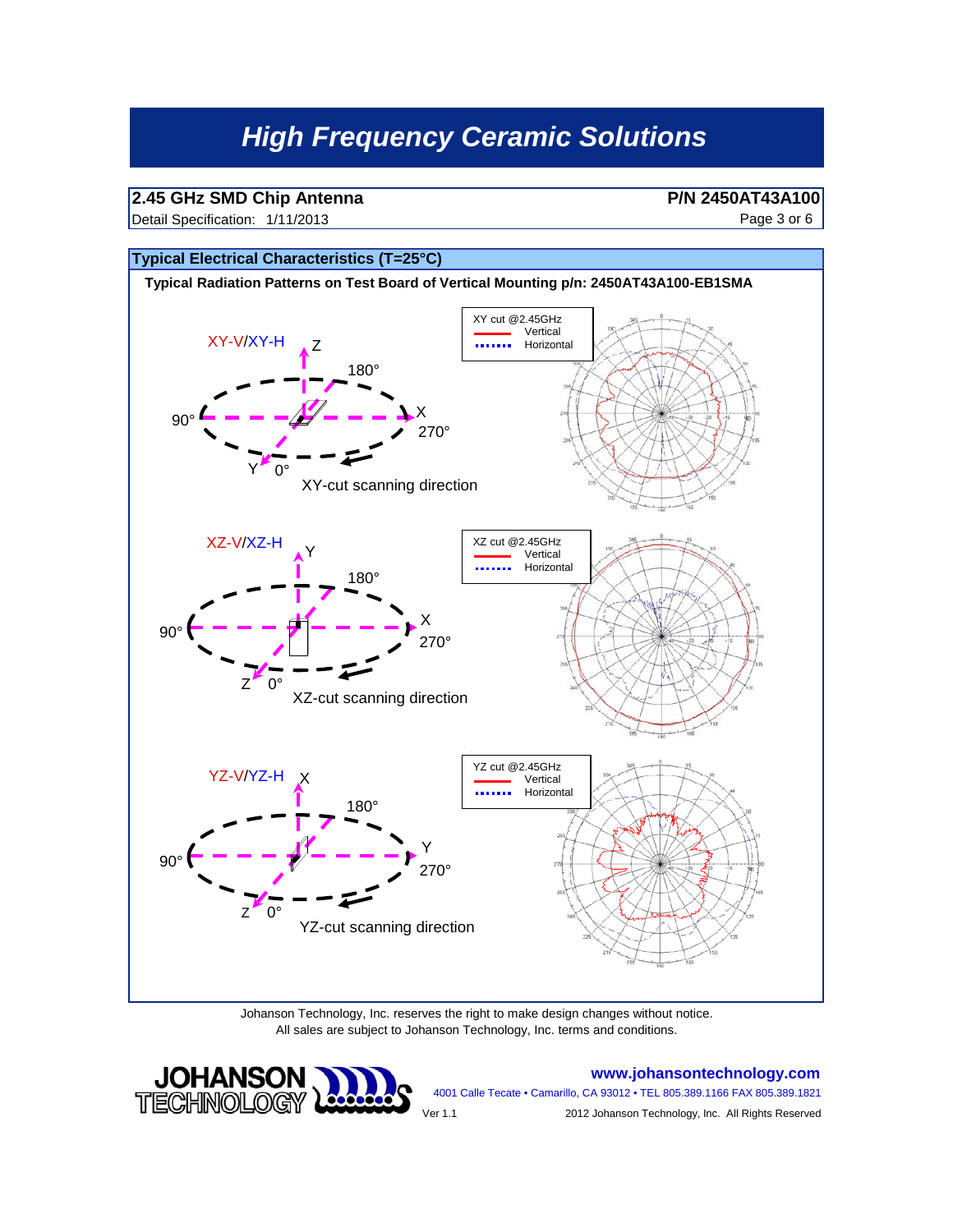# High Frequency Ceramic Solutions

**2.45 GHz SMD Chip Antenna** **P/N 2450AT43A100**

Detail Specification: 1/11/2013

## Typical Electrical Characteristics (T=25°C)

**Typical Radiation Patterns on Test Board of Vertical Mounting p/n: 2450AT43A100-EB1SMA**

XY-V/XY-H

Z, 180°, 90°, X, 270°, Y, 0°

XY-cut scanning direction

XY cut @2.45GHz
Vertical
Horizontal

XZ-V/XZ-H

Y, 180°, 90°, X, 270°, Z, 0°

XZ-cut scanning direction

XZ cut @2.45GHz
Vertical
Horizontal

YZ-V/YZ-H

X, 180°, 90°, Y, 270°, Z, 0°

YZ-cut scanning direction

YZ cut @2.45GHz
Vertical
Horizontal

Johanson Technology, Inc. reserves the right to make design changes without notice.
All sales are subject to Johanson Technology, Inc. terms and conditions.

JOHANSON TECHNOLOGY

www.johansontechnology.com

4001 Calle Tecate • Camarillo, CA 93012 • TEL 805.389.1166 FAX 805.389.1821

Ver 1.1

2012 Johanson Technology, Inc. All Rights Reserved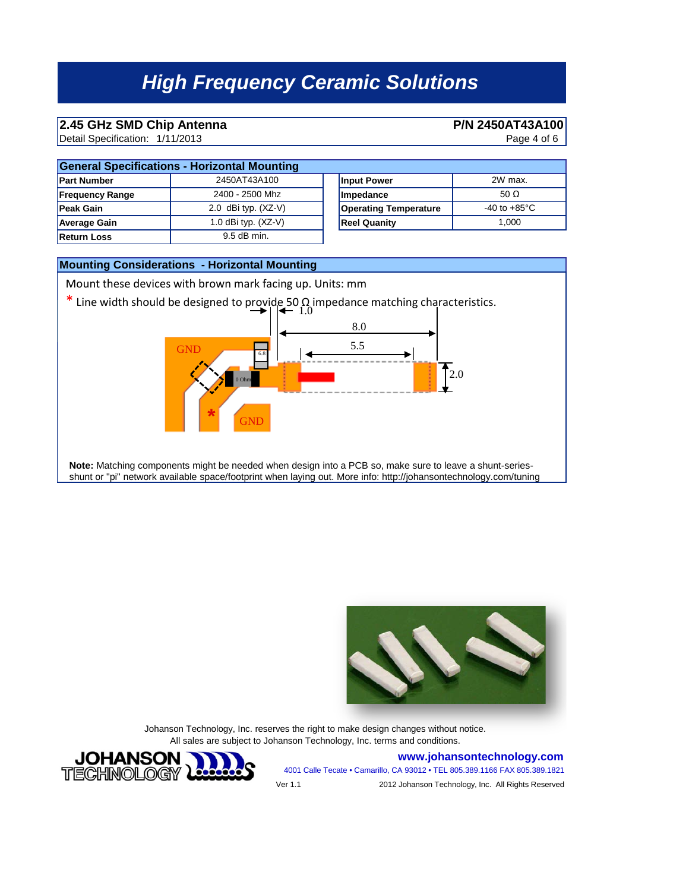# High Frequency Ceramic Solutions

## 2.45 GHz SMD Chip Antenna

**P/N 2450AT43A100**

Detail Specification: 1/11/2013

### General Specifications - Horizontal Mounting

| | | | |
|---|---|---|---|
| **Part Number** | 2450AT43A100 | **Input Power** | 2W max. |
| **Frequency Range** | 2400 - 2500 Mhz | **Impedance** | 50 Ω |
| **Peak Gain** | 2.0 dBi typ. (XZ-V) | **Operating Temperature** | -40 to +85°C |
| **Average Gain** | 1.0 dBi typ. (XZ-V) | **Reel Quanity** | 1,000 |
| **Return Loss** | 9.5 dB min. | | |

### Mounting Considerations - Horizontal Mounting

Mount these devices with brown mark facing up. Units: mm

* Line width should be designed to provide 50 Ω impedance matching characteristics.

1.0

8.0

5.5

2.0

GND

6.8

0 Ohm

*

GND

**Note:** Matching components might be needed when design into a PCB so, make sure to leave a shunt-series-shunt or "pi" network available space/footprint when laying out. More info: http://johansontechnology.com/tuning

Johanson Technology, Inc. reserves the right to make design changes without notice.
All sales are subject to Johanson Technology, Inc. terms and conditions.

www.johansontechnology.com

4001 Calle Tecate • Camarillo, CA 93012 • TEL 805.389.1166 FAX 805.389.1821

Ver 1.1

2012 Johanson Technology, Inc. All Rights Reserved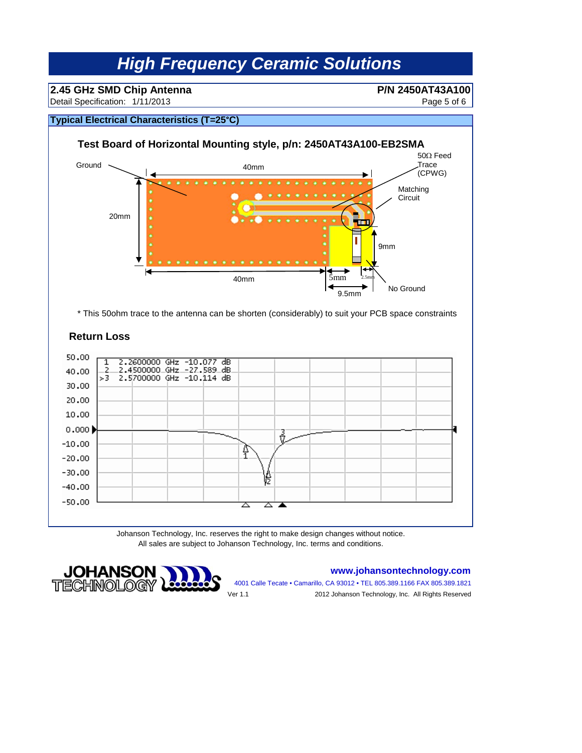# High Frequency Ceramic Solutions

**2.45 GHz SMD Chip Antenna** — **P/N 2450AT43A100**

Detail Specification: 1/11/2013

## Typical Electrical Characteristics (T=25°C)

### Test Board of Horizontal Mounting style, p/n: 2450AT43A100-EB2SMA

Ground

40mm

50Ω Feed Trace (CPWG)

Matching Circuit

20mm

9mm

40mm

5mm

2.5mm

9.5mm

No Ground

* This 50ohm trace to the antenna can be shorten (considerably) to suit your PCB space constraints

### Return Loss

| Marker | Frequency | Return Loss |
|---|---|---|
| 1 | 2.2600000 GHz | -10.077 dB |
| 2 | 2.4500000 GHz | -27.589 dB |
| >3 | 2.5700000 GHz | -10.114 dB |

Johanson Technology, Inc. reserves the right to make design changes without notice.
All sales are subject to Johanson Technology, Inc. terms and conditions.

JOHANSON TECHNOLOGY

www.johansontechnology.com

4001 Calle Tecate • Camarillo, CA 93012 • TEL 805.389.1166 FAX 805.389.1821

Ver 1.1

2012 Johanson Technology, Inc. All Rights Reserved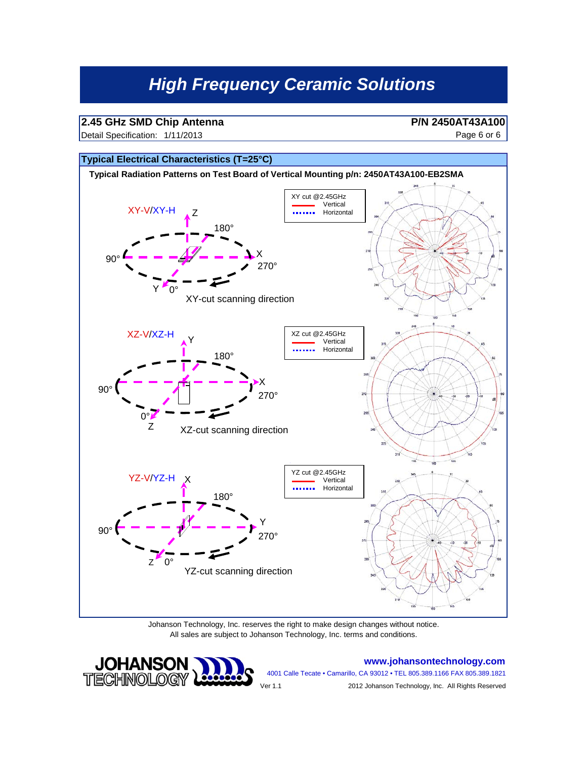# High Frequency Ceramic Solutions

**2.45 GHz SMD Chip Antenna** **P/N 2450AT43A100**

Detail Specification: 1/11/2013

## Typical Electrical Characteristics (T=25°C)

**Typical Radiation Patterns on Test Board of Vertical Mounting p/n: 2450AT43A100-EB2SMA**

XY-V/XY-H

Z
180°
90°
X
270°
Y
0°
XY-cut scanning direction

XY cut @2.45GHz
Vertical
Horizontal

XZ-V/XZ-H

Y
180°
90°
X
270°
0°
Z
XZ-cut scanning direction

XZ cut @2.45GHz
Vertical
Horizontal

YZ-V/YZ-H

X
180°
90°
Y
270°
Z
0°
YZ-cut scanning direction

YZ cut @2.45GHz
Vertical
Horizontal

Johanson Technology, Inc. reserves the right to make design changes without notice.
All sales are subject to Johanson Technology, Inc. terms and conditions.

JOHANSON TECHNOLOGY

www.johansontechnology.com

4001 Calle Tecate • Camarillo, CA 93012 • TEL 805.389.1166 FAX 805.389.1821

Ver 1.1

2012 Johanson Technology, Inc. All Rights Reserved